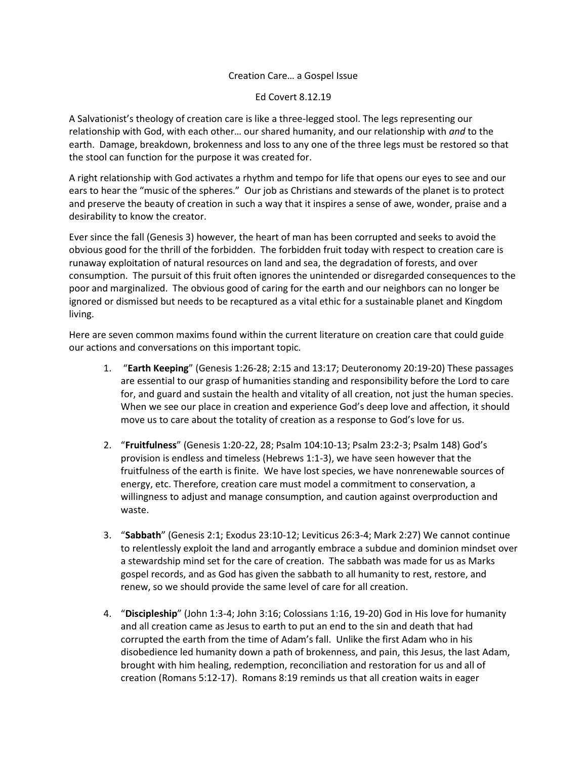Creation Care… a Gospel Issue

Ed Covert 8.12.19

A Salvationist's theology of creation care is like a three-legged stool. The legs representing our relationship with God, with each other… our shared humanity, and our relationship with *and* to the earth. Damage, breakdown, brokenness and loss to any one of the three legs must be restored so that the stool can function for the purpose it was created for.

A right relationship with God activates a rhythm and tempo for life that opens our eyes to see and our ears to hear the "music of the spheres." Our job as Christians and stewards of the planet is to protect and preserve the beauty of creation in such a way that it inspires a sense of awe, wonder, praise and a desirability to know the creator.

Ever since the fall (Genesis 3) however, the heart of man has been corrupted and seeks to avoid the obvious good for the thrill of the forbidden. The forbidden fruit today with respect to creation care is runaway exploitation of natural resources on land and sea, the degradation of forests, and over consumption. The pursuit of this fruit often ignores the unintended or disregarded consequences to the poor and marginalized. The obvious good of caring for the earth and our neighbors can no longer be ignored or dismissed but needs to be recaptured as a vital ethic for a sustainable planet and Kingdom living.

Here are seven common maxims found within the current literature on creation care that could guide our actions and conversations on this important topic.

1. "**Earth Keeping**" (Genesis 1:26-28; 2:15 and 13:17; Deuteronomy 20:19-20) These passages are essential to our grasp of humanities standing and responsibility before the Lord to care for, and guard and sustain the health and vitality of all creation, not just the human species. When we see our place in creation and experience God's deep love and affection, it should move us to care about the totality of creation as a response to God's love for us.

2. "**Fruitfulness**" (Genesis 1:20-22, 28; Psalm 104:10-13; Psalm 23:2-3; Psalm 148) God's provision is endless and timeless (Hebrews 1:1-3), we have seen however that the fruitfulness of the earth is finite. We have lost species, we have nonrenewable sources of energy, etc. Therefore, creation care must model a commitment to conservation, a willingness to adjust and manage consumption, and caution against overproduction and waste.

3. "**Sabbath**" (Genesis 2:1; Exodus 23:10-12; Leviticus 26:3-4; Mark 2:27) We cannot continue to relentlessly exploit the land and arrogantly embrace a subdue and dominion mindset over a stewardship mind set for the care of creation. The sabbath was made for us as Marks gospel records, and as God has given the sabbath to all humanity to rest, restore, and renew, so we should provide the same level of care for all creation.

4. "**Discipleship**" (John 1:3-4; John 3:16; Colossians 1:16, 19-20) God in His love for humanity and all creation came as Jesus to earth to put an end to the sin and death that had corrupted the earth from the time of Adam's fall. Unlike the first Adam who in his disobedience led humanity down a path of brokenness, and pain, this Jesus, the last Adam, brought with him healing, redemption, reconciliation and restoration for us and all of creation (Romans 5:12-17). Romans 8:19 reminds us that all creation waits in eager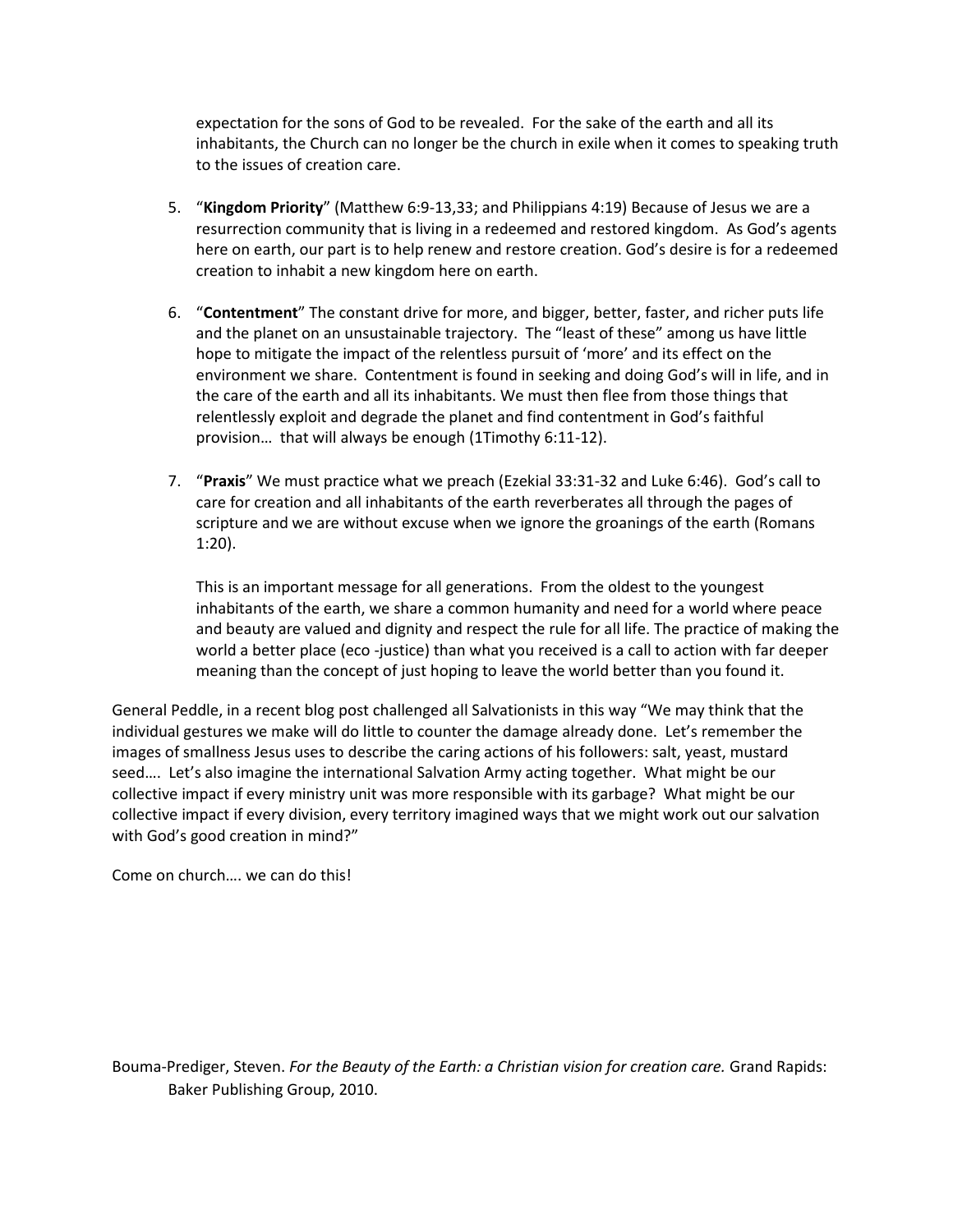expectation for the sons of God to be revealed. For the sake of the earth and all its inhabitants, the Church can no longer be the church in exile when it comes to speaking truth to the issues of creation care.

5. "**Kingdom Priority**" (Matthew 6:9-13,33; and Philippians 4:19) Because of Jesus we are a resurrection community that is living in a redeemed and restored kingdom. As God's agents here on earth, our part is to help renew and restore creation. God's desire is for a redeemed creation to inhabit a new kingdom here on earth.

6. "**Contentment**" The constant drive for more, and bigger, better, faster, and richer puts life and the planet on an unsustainable trajectory. The "least of these" among us have little hope to mitigate the impact of the relentless pursuit of 'more' and its effect on the environment we share. Contentment is found in seeking and doing God's will in life, and in the care of the earth and all its inhabitants. We must then flee from those things that relentlessly exploit and degrade the planet and find contentment in God's faithful provision… that will always be enough (1Timothy 6:11-12).

7. "**Praxis**" We must practice what we preach (Ezekial 33:31-32 and Luke 6:46). God's call to care for creation and all inhabitants of the earth reverberates all through the pages of scripture and we are without excuse when we ignore the groanings of the earth (Romans 1:20).

   This is an important message for all generations. From the oldest to the youngest inhabitants of the earth, we share a common humanity and need for a world where peace and beauty are valued and dignity and respect the rule for all life. The practice of making the world a better place (eco -justice) than what you received is a call to action with far deeper meaning than the concept of just hoping to leave the world better than you found it.

General Peddle, in a recent blog post challenged all Salvationists in this way "We may think that the individual gestures we make will do little to counter the damage already done. Let's remember the images of smallness Jesus uses to describe the caring actions of his followers: salt, yeast, mustard seed…. Let's also imagine the international Salvation Army acting together. What might be our collective impact if every ministry unit was more responsible with its garbage? What might be our collective impact if every division, every territory imagined ways that we might work out our salvation with God's good creation in mind?"

Come on church…. we can do this!

Bouma-Prediger, Steven. *For the Beauty of the Earth: a Christian vision for creation care.* Grand Rapids: Baker Publishing Group, 2010.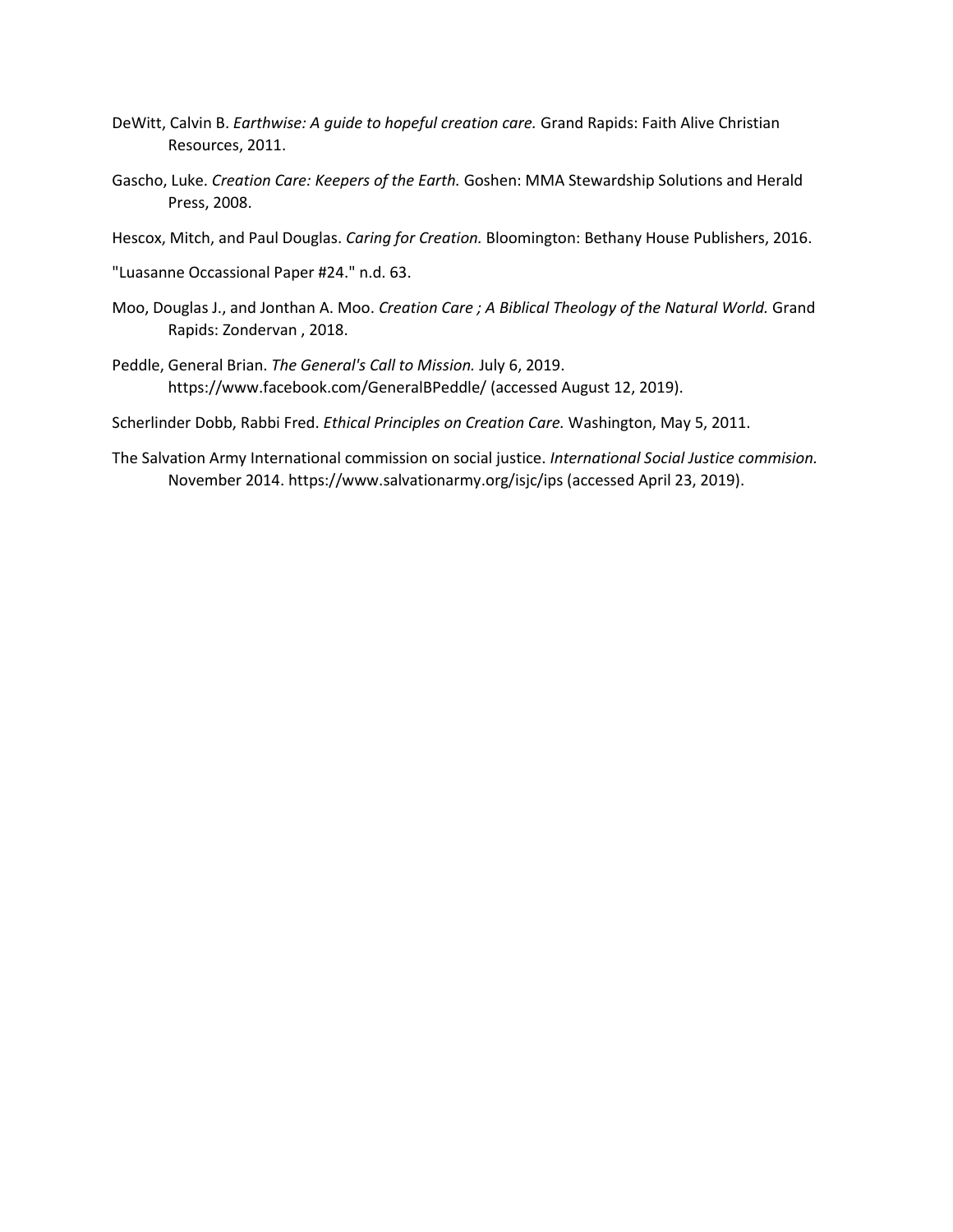DeWitt, Calvin B. *Earthwise: A guide to hopeful creation care.* Grand Rapids: Faith Alive Christian Resources, 2011.

Gascho, Luke. *Creation Care: Keepers of the Earth.* Goshen: MMA Stewardship Solutions and Herald Press, 2008.

Hescox, Mitch, and Paul Douglas. *Caring for Creation.* Bloomington: Bethany House Publishers, 2016.

"Luasanne Occassional Paper #24." n.d. 63.

Moo, Douglas J., and Jonthan A. Moo. *Creation Care ; A Biblical Theology of the Natural World.* Grand Rapids: Zondervan , 2018.

Peddle, General Brian. *The General's Call to Mission.* July 6, 2019. https://www.facebook.com/GeneralBPeddle/ (accessed August 12, 2019).

Scherlinder Dobb, Rabbi Fred. *Ethical Principles on Creation Care.* Washington, May 5, 2011.

The Salvation Army International commission on social justice. *International Social Justice commision.* November 2014. https://www.salvationarmy.org/isjc/ips (accessed April 23, 2019).